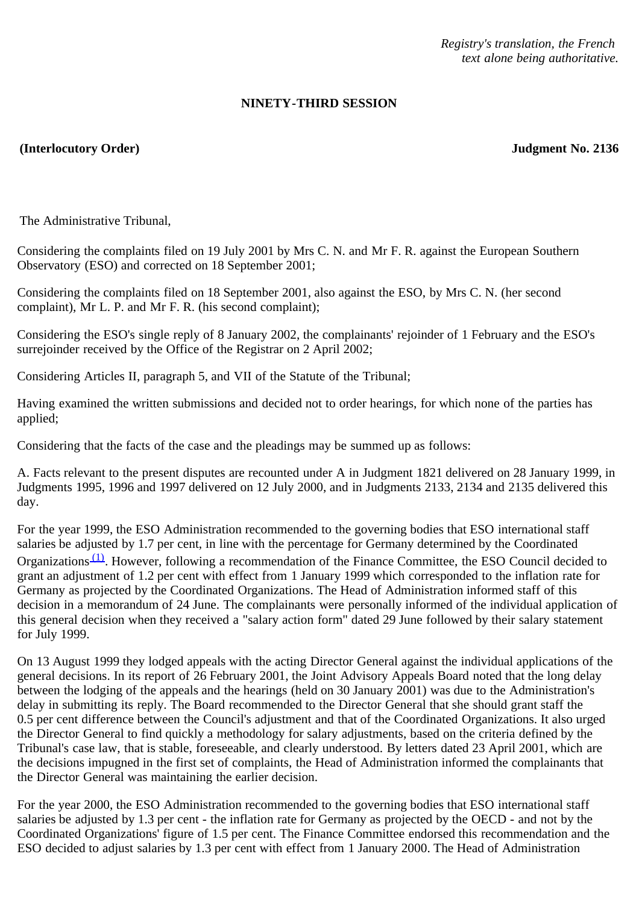*Registry's translation, the French text alone being authoritative.*

**NINETY-THIRD SESSION**

**(Interlocutory Order)** **Judgment No. 2136**

The Administrative Tribunal,

Considering the complaints filed on 19 July 2001 by Mrs C. N. and Mr F. R. against the European Southern Observatory (ESO) and corrected on 18 September 2001;

Considering the complaints filed on 18 September 2001, also against the ESO, by Mrs C. N. (her second complaint), Mr L. P. and Mr F. R. (his second complaint);

Considering the ESO's single reply of 8 January 2002, the complainants' rejoinder of 1 February and the ESO's surrejoinder received by the Office of the Registrar on 2 April 2002;

Considering Articles II, paragraph 5, and VII of the Statute of the Tribunal;

Having examined the written submissions and decided not to order hearings, for which none of the parties has applied;

Considering that the facts of the case and the pleadings may be summed up as follows:

A. Facts relevant to the present disputes are recounted under A in Judgment 1821 delivered on 28 January 1999, in Judgments 1995, 1996 and 1997 delivered on 12 July 2000, and in Judgments 2133, 2134 and 2135 delivered this day.

For the year 1999, the ESO Administration recommended to the governing bodies that ESO international staff salaries be adjusted by 1.7 per cent, in line with the percentage for Germany determined by the Coordinated Organizations[(1)]. However, following a recommendation of the Finance Committee, the ESO Council decided to grant an adjustment of 1.2 per cent with effect from 1 January 1999 which corresponded to the inflation rate for Germany as projected by the Coordinated Organizations. The Head of Administration informed staff of this decision in a memorandum of 24 June. The complainants were personally informed of the individual application of this general decision when they received a "salary action form" dated 29 June followed by their salary statement for July 1999.

On 13 August 1999 they lodged appeals with the acting Director General against the individual applications of the general decisions. In its report of 26 February 2001, the Joint Advisory Appeals Board noted that the long delay between the lodging of the appeals and the hearings (held on 30 January 2001) was due to the Administration's delay in submitting its reply. The Board recommended to the Director General that she should grant staff the 0.5 per cent difference between the Council's adjustment and that of the Coordinated Organizations. It also urged the Director General to find quickly a methodology for salary adjustments, based on the criteria defined by the Tribunal's case law, that is stable, foreseeable, and clearly understood. By letters dated 23 April 2001, which are the decisions impugned in the first set of complaints, the Head of Administration informed the complainants that the Director General was maintaining the earlier decision.

For the year 2000, the ESO Administration recommended to the governing bodies that ESO international staff salaries be adjusted by 1.3 per cent - the inflation rate for Germany as projected by the OECD - and not by the Coordinated Organizations' figure of 1.5 per cent. The Finance Committee endorsed this recommendation and the ESO decided to adjust salaries by 1.3 per cent with effect from 1 January 2000. The Head of Administration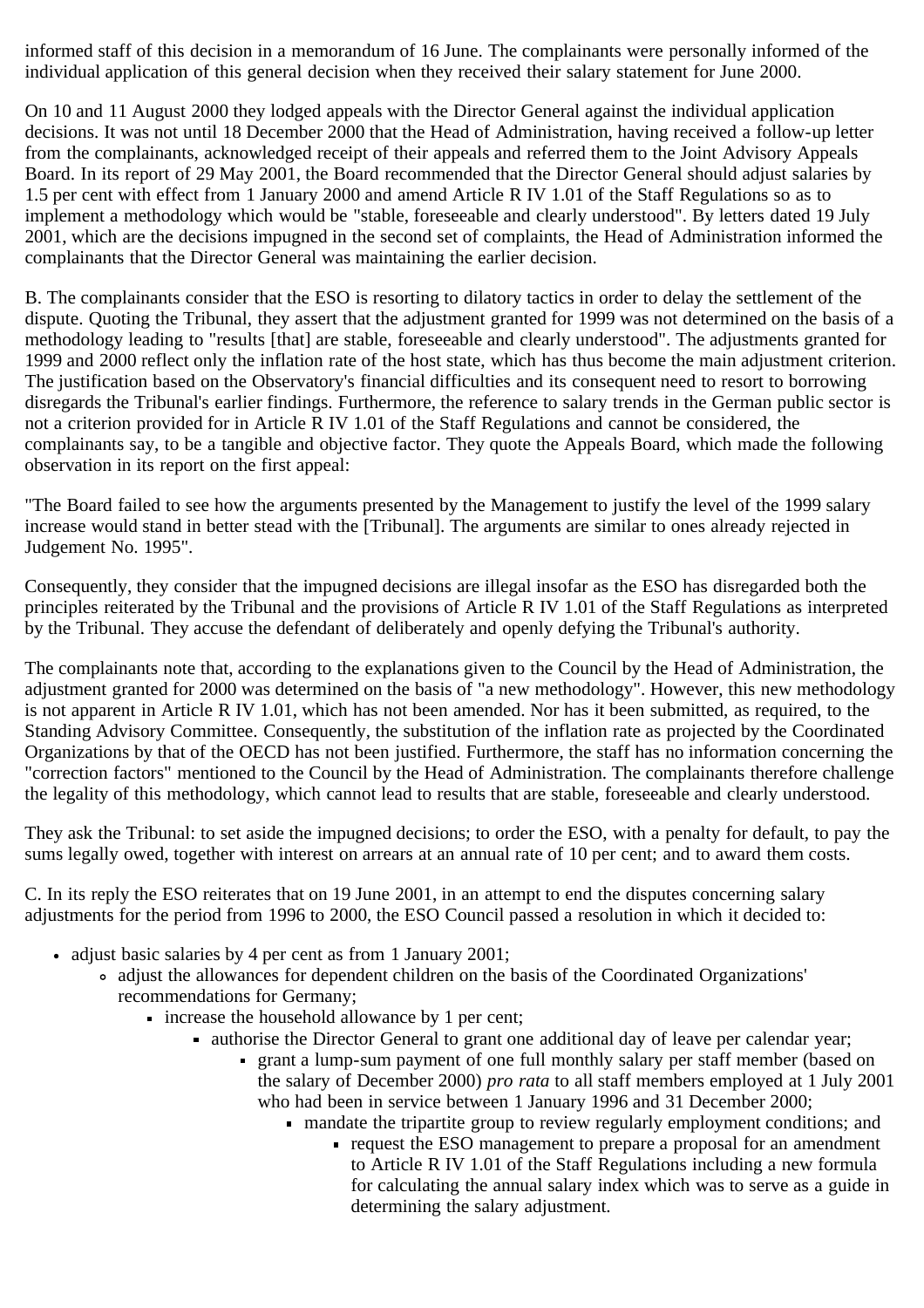informed staff of this decision in a memorandum of 16 June. The complainants were personally informed of the individual application of this general decision when they received their salary statement for June 2000.

On 10 and 11 August 2000 they lodged appeals with the Director General against the individual application decisions. It was not until 18 December 2000 that the Head of Administration, having received a follow-up letter from the complainants, acknowledged receipt of their appeals and referred them to the Joint Advisory Appeals Board. In its report of 29 May 2001, the Board recommended that the Director General should adjust salaries by 1.5 per cent with effect from 1 January 2000 and amend Article R IV 1.01 of the Staff Regulations so as to implement a methodology which would be "stable, foreseeable and clearly understood". By letters dated 19 July 2001, which are the decisions impugned in the second set of complaints, the Head of Administration informed the complainants that the Director General was maintaining the earlier decision.

B. The complainants consider that the ESO is resorting to dilatory tactics in order to delay the settlement of the dispute. Quoting the Tribunal, they assert that the adjustment granted for 1999 was not determined on the basis of a methodology leading to "results [that] are stable, foreseeable and clearly understood". The adjustments granted for 1999 and 2000 reflect only the inflation rate of the host state, which has thus become the main adjustment criterion. The justification based on the Observatory's financial difficulties and its consequent need to resort to borrowing disregards the Tribunal's earlier findings. Furthermore, the reference to salary trends in the German public sector is not a criterion provided for in Article R IV 1.01 of the Staff Regulations and cannot be considered, the complainants say, to be a tangible and objective factor. They quote the Appeals Board, which made the following observation in its report on the first appeal:

"The Board failed to see how the arguments presented by the Management to justify the level of the 1999 salary increase would stand in better stead with the [Tribunal]. The arguments are similar to ones already rejected in Judgement No. 1995".

Consequently, they consider that the impugned decisions are illegal insofar as the ESO has disregarded both the principles reiterated by the Tribunal and the provisions of Article R IV 1.01 of the Staff Regulations as interpreted by the Tribunal. They accuse the defendant of deliberately and openly defying the Tribunal's authority.

The complainants note that, according to the explanations given to the Council by the Head of Administration, the adjustment granted for 2000 was determined on the basis of "a new methodology". However, this new methodology is not apparent in Article R IV 1.01, which has not been amended. Nor has it been submitted, as required, to the Standing Advisory Committee. Consequently, the substitution of the inflation rate as projected by the Coordinated Organizations by that of the OECD has not been justified. Furthermore, the staff has no information concerning the "correction factors" mentioned to the Council by the Head of Administration. The complainants therefore challenge the legality of this methodology, which cannot lead to results that are stable, foreseeable and clearly understood.

They ask the Tribunal: to set aside the impugned decisions; to order the ESO, with a penalty for default, to pay the sums legally owed, together with interest on arrears at an annual rate of 10 per cent; and to award them costs.

C. In its reply the ESO reiterates that on 19 June 2001, in an attempt to end the disputes concerning salary adjustments for the period from 1996 to 2000, the ESO Council passed a resolution in which it decided to:

- adjust basic salaries by 4 per cent as from 1 January 2001;
- adjust the allowances for dependent children on the basis of the Coordinated Organizations' recommendations for Germany;
- increase the household allowance by 1 per cent;
- authorise the Director General to grant one additional day of leave per calendar year;
- grant a lump-sum payment of one full monthly salary per staff member (based on the salary of December 2000) *pro rata* to all staff members employed at 1 July 2001 who had been in service between 1 January 1996 and 31 December 2000;
- mandate the tripartite group to review regularly employment conditions; and
- request the ESO management to prepare a proposal for an amendment to Article R IV 1.01 of the Staff Regulations including a new formula for calculating the annual salary index which was to serve as a guide in determining the salary adjustment.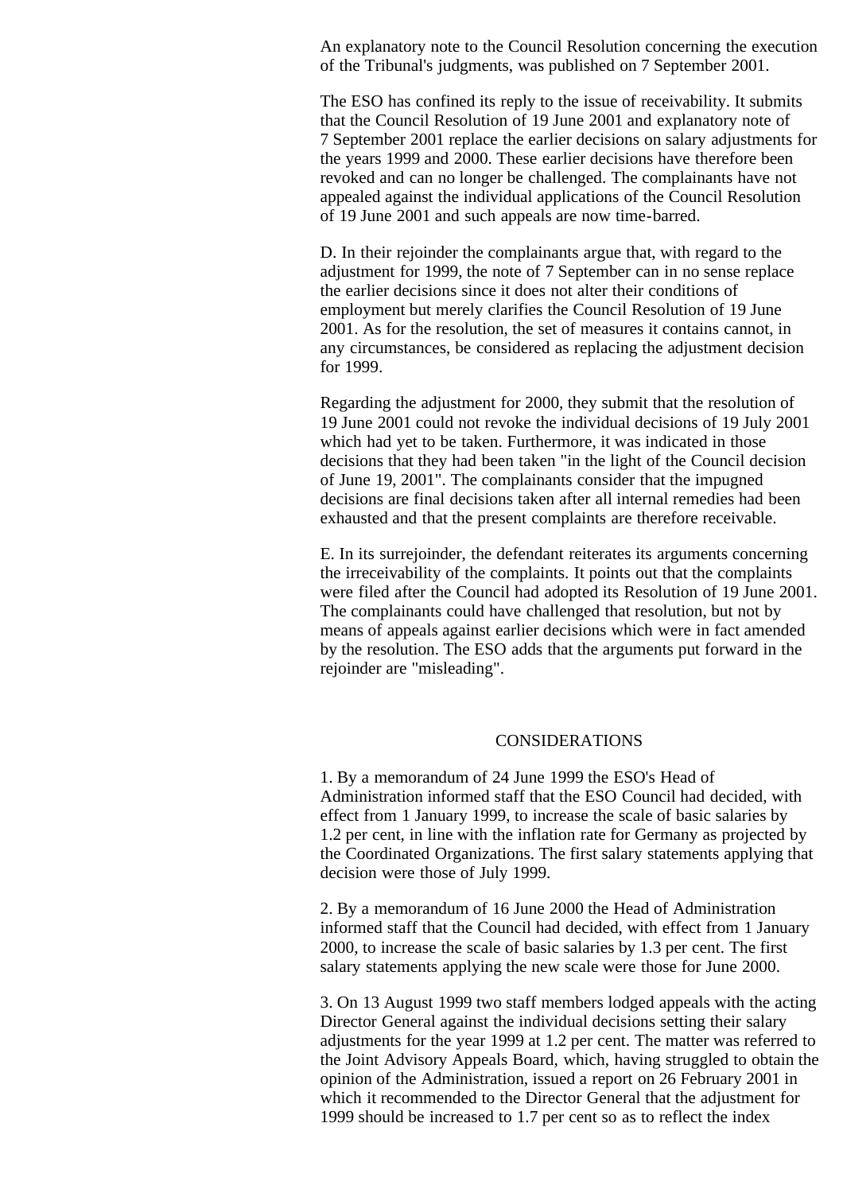An explanatory note to the Council Resolution concerning the execution of the Tribunal's judgments, was published on 7 September 2001.

The ESO has confined its reply to the issue of receivability. It submits that the Council Resolution of 19 June 2001 and explanatory note of 7 September 2001 replace the earlier decisions on salary adjustments for the years 1999 and 2000. These earlier decisions have therefore been revoked and can no longer be challenged. The complainants have not appealed against the individual applications of the Council Resolution of 19 June 2001 and such appeals are now time-barred.

D. In their rejoinder the complainants argue that, with regard to the adjustment for 1999, the note of 7 September can in no sense replace the earlier decisions since it does not alter their conditions of employment but merely clarifies the Council Resolution of 19 June 2001. As for the resolution, the set of measures it contains cannot, in any circumstances, be considered as replacing the adjustment decision for 1999.

Regarding the adjustment for 2000, they submit that the resolution of 19 June 2001 could not revoke the individual decisions of 19 July 2001 which had yet to be taken. Furthermore, it was indicated in those decisions that they had been taken "in the light of the Council decision of June 19, 2001". The complainants consider that the impugned decisions are final decisions taken after all internal remedies had been exhausted and that the present complaints are therefore receivable.

E. In its surrejoinder, the defendant reiterates its arguments concerning the irreceivability of the complaints. It points out that the complaints were filed after the Council had adopted its Resolution of 19 June 2001. The complainants could have challenged that resolution, but not by means of appeals against earlier decisions which were in fact amended by the resolution. The ESO adds that the arguments put forward in the rejoinder are "misleading".

## CONSIDERATIONS

1. By a memorandum of 24 June 1999 the ESO's Head of Administration informed staff that the ESO Council had decided, with effect from 1 January 1999, to increase the scale of basic salaries by 1.2 per cent, in line with the inflation rate for Germany as projected by the Coordinated Organizations. The first salary statements applying that decision were those of July 1999.

2. By a memorandum of 16 June 2000 the Head of Administration informed staff that the Council had decided, with effect from 1 January 2000, to increase the scale of basic salaries by 1.3 per cent. The first salary statements applying the new scale were those for June 2000.

3. On 13 August 1999 two staff members lodged appeals with the acting Director General against the individual decisions setting their salary adjustments for the year 1999 at 1.2 per cent. The matter was referred to the Joint Advisory Appeals Board, which, having struggled to obtain the opinion of the Administration, issued a report on 26 February 2001 in which it recommended to the Director General that the adjustment for 1999 should be increased to 1.7 per cent so as to reflect the index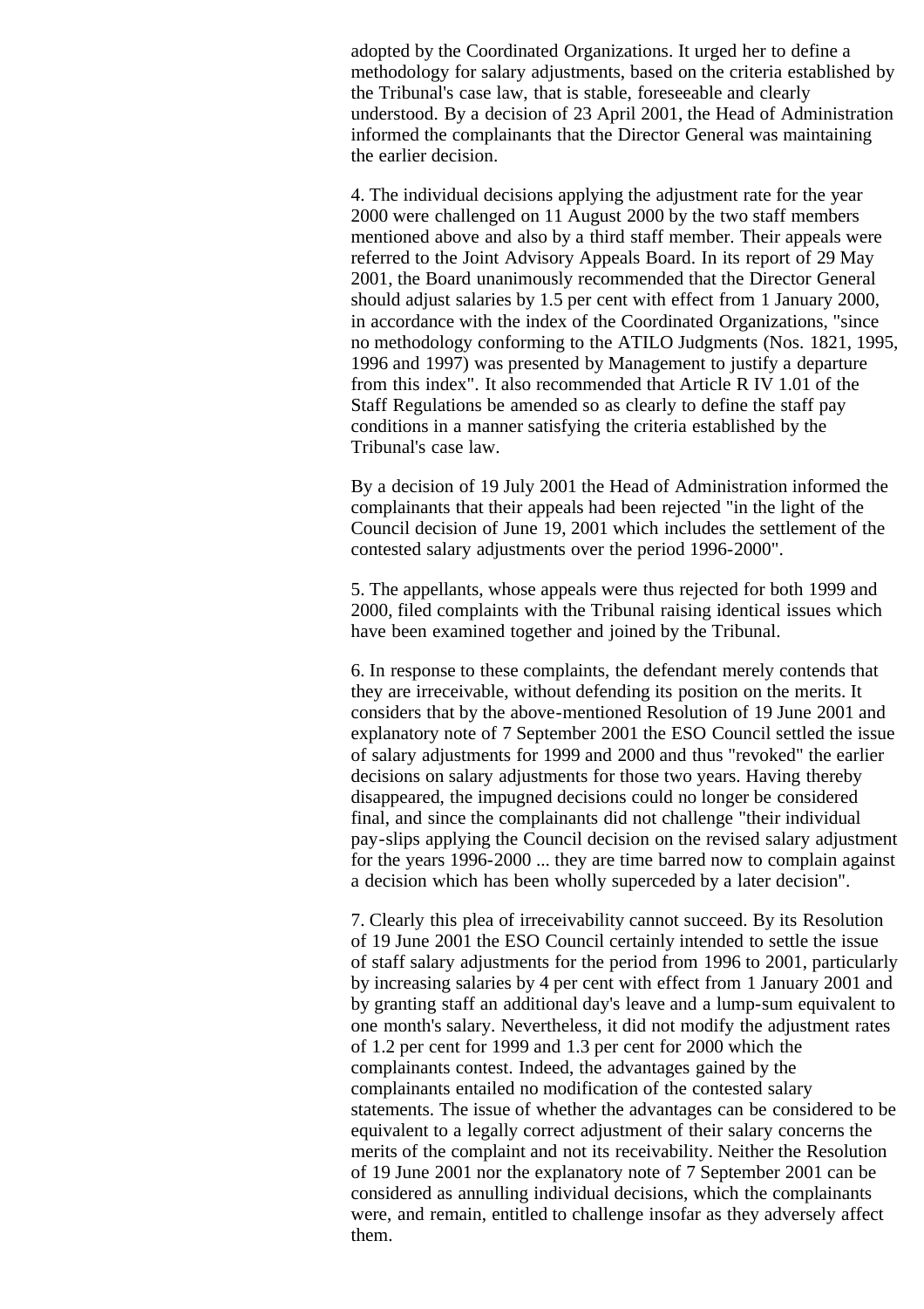adopted by the Coordinated Organizations. It urged her to define a methodology for salary adjustments, based on the criteria established by the Tribunal's case law, that is stable, foreseeable and clearly understood. By a decision of 23 April 2001, the Head of Administration informed the complainants that the Director General was maintaining the earlier decision.

4. The individual decisions applying the adjustment rate for the year 2000 were challenged on 11 August 2000 by the two staff members mentioned above and also by a third staff member. Their appeals were referred to the Joint Advisory Appeals Board. In its report of 29 May 2001, the Board unanimously recommended that the Director General should adjust salaries by 1.5 per cent with effect from 1 January 2000, in accordance with the index of the Coordinated Organizations, "since no methodology conforming to the ATILO Judgments (Nos. 1821, 1995, 1996 and 1997) was presented by Management to justify a departure from this index". It also recommended that Article R IV 1.01 of the Staff Regulations be amended so as clearly to define the staff pay conditions in a manner satisfying the criteria established by the Tribunal's case law.

By a decision of 19 July 2001 the Head of Administration informed the complainants that their appeals had been rejected "in the light of the Council decision of June 19, 2001 which includes the settlement of the contested salary adjustments over the period 1996-2000".

5. The appellants, whose appeals were thus rejected for both 1999 and 2000, filed complaints with the Tribunal raising identical issues which have been examined together and joined by the Tribunal.

6. In response to these complaints, the defendant merely contends that they are irreceivable, without defending its position on the merits. It considers that by the above-mentioned Resolution of 19 June 2001 and explanatory note of 7 September 2001 the ESO Council settled the issue of salary adjustments for 1999 and 2000 and thus "revoked" the earlier decisions on salary adjustments for those two years. Having thereby disappeared, the impugned decisions could no longer be considered final, and since the complainants did not challenge "their individual pay-slips applying the Council decision on the revised salary adjustment for the years 1996-2000 ... they are time barred now to complain against a decision which has been wholly superceded by a later decision".

7. Clearly this plea of irreceivability cannot succeed. By its Resolution of 19 June 2001 the ESO Council certainly intended to settle the issue of staff salary adjustments for the period from 1996 to 2001, particularly by increasing salaries by 4 per cent with effect from 1 January 2001 and by granting staff an additional day's leave and a lump-sum equivalent to one month's salary. Nevertheless, it did not modify the adjustment rates of 1.2 per cent for 1999 and 1.3 per cent for 2000 which the complainants contest. Indeed, the advantages gained by the complainants entailed no modification of the contested salary statements. The issue of whether the advantages can be considered to be equivalent to a legally correct adjustment of their salary concerns the merits of the complaint and not its receivability. Neither the Resolution of 19 June 2001 nor the explanatory note of 7 September 2001 can be considered as annulling individual decisions, which the complainants were, and remain, entitled to challenge insofar as they adversely affect them.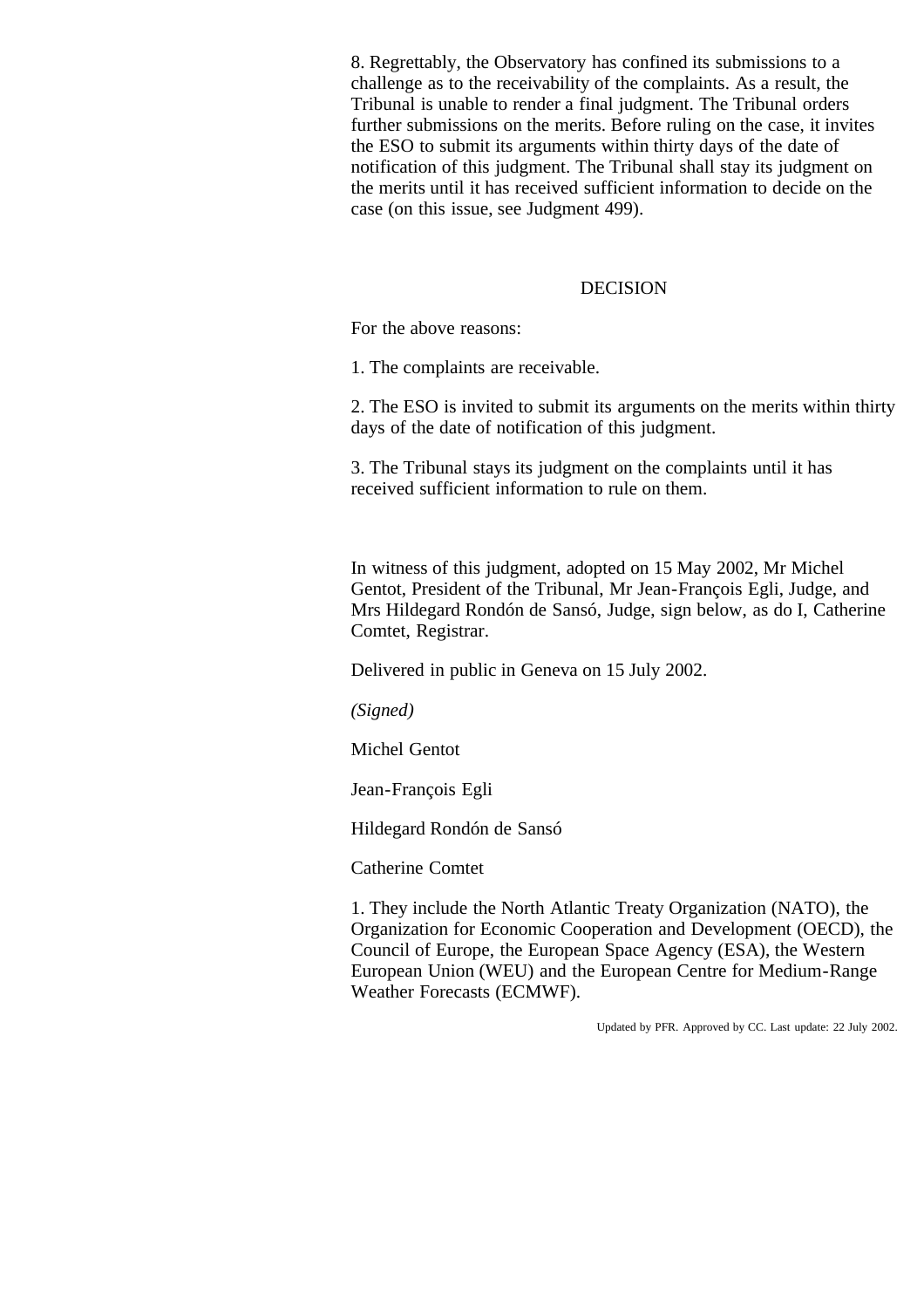8. Regrettably, the Observatory has confined its submissions to a challenge as to the receivability of the complaints. As a result, the Tribunal is unable to render a final judgment. The Tribunal orders further submissions on the merits. Before ruling on the case, it invites the ESO to submit its arguments within thirty days of the date of notification of this judgment. The Tribunal shall stay its judgment on the merits until it has received sufficient information to decide on the case (on this issue, see Judgment 499).

## DECISION

For the above reasons:

1. The complaints are receivable.

2. The ESO is invited to submit its arguments on the merits within thirty days of the date of notification of this judgment.

3. The Tribunal stays its judgment on the complaints until it has received sufficient information to rule on them.

In witness of this judgment, adopted on 15 May 2002, Mr Michel Gentot, President of the Tribunal, Mr Jean-François Egli, Judge, and Mrs Hildegard Rondón de Sansó, Judge, sign below, as do I, Catherine Comtet, Registrar.

Delivered in public in Geneva on 15 July 2002.

*(Signed)*

Michel Gentot

Jean-François Egli

Hildegard Rondón de Sansó

Catherine Comtet

1. They include the North Atlantic Treaty Organization (NATO), the Organization for Economic Cooperation and Development (OECD), the Council of Europe, the European Space Agency (ESA), the Western European Union (WEU) and the European Centre for Medium-Range Weather Forecasts (ECMWF).

Updated by PFR. Approved by CC. Last update: 22 July 2002.